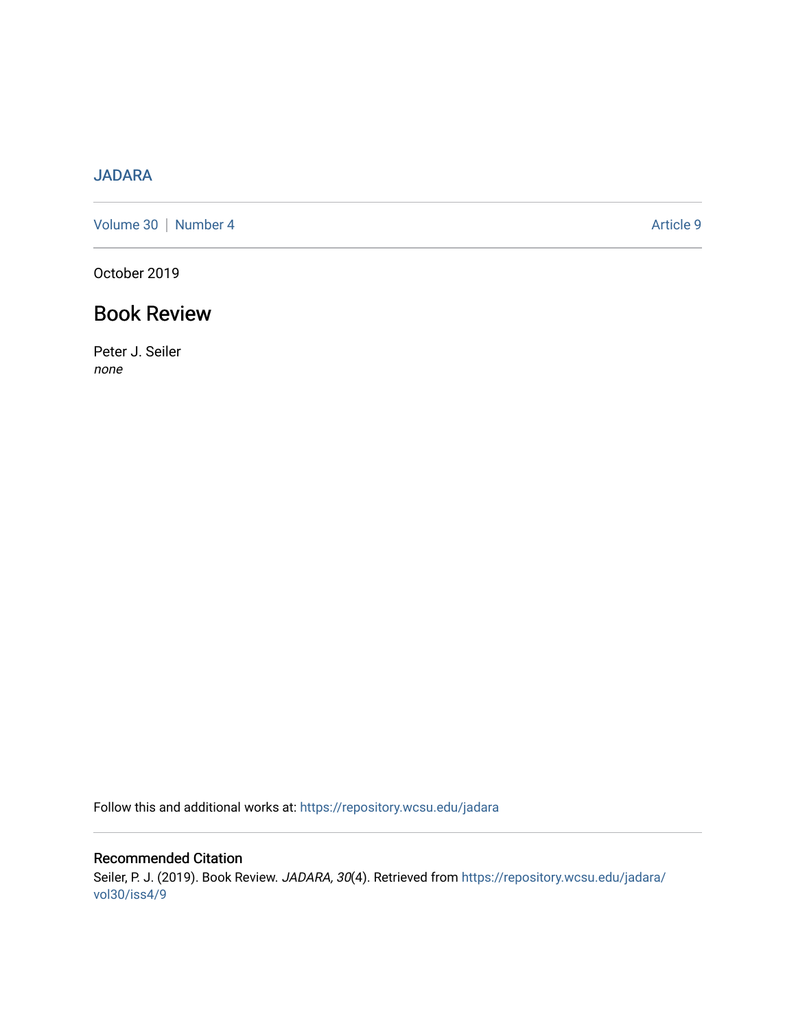JADARA

Volume 30 | Number 4 Article 9

October 2019

# Book Review

Peter J. Seiler

*none*

Follow this and additional works at: https://repository.wcsu.edu/jadara

## Recommended Citation

Seiler, P. J. (2019). Book Review. *JADARA, 30*(4). Retrieved from https://repository.wcsu.edu/jadara/vol30/iss4/9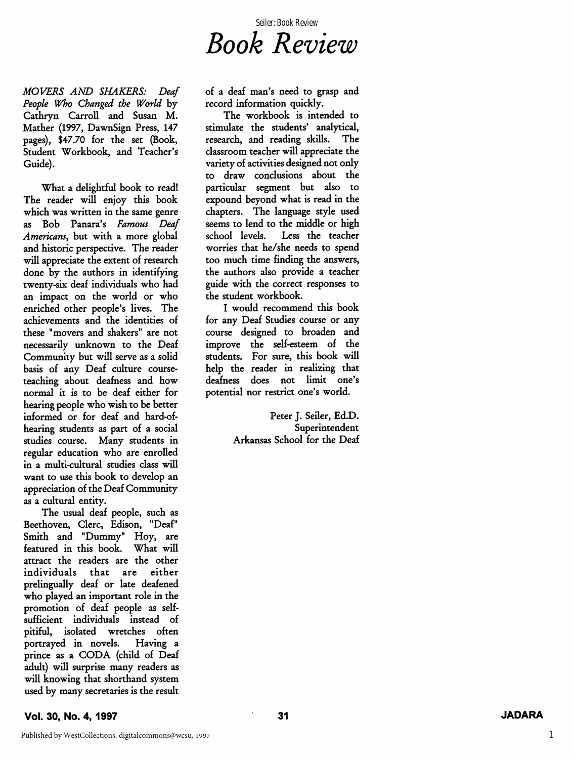# Book Review

*MOVERS AND SHAKERS: Deaf People Who Changed the World* by Cathryn Carroll and Susan M. Mather (1997, DawnSign Press, 147 pages), $47.70 for the set (Book, Student Workbook, and Teacher's Guide).

What a delightful book to read! The reader will enjoy this book which was written in the same genre as Bob Panara's *Famous Deaf Americans*, but with a more global and historic perspective. The reader will appreciate the extent of research done by the authors in identifying twenty-six deaf individuals who had an impact on the world or who enriched other people's lives. The achievements and the identities of these "movers and shakers" are not necessarily unknown to the Deaf Community but will serve as a solid basis of any Deaf culture course-teaching about deafness and how normal it is to be deaf either for hearing people who wish to be better informed or for deaf and hard-of-hearing students as part of a social studies course. Many students in regular education who are enrolled in a multi-cultural studies class will want to use this book to develop an appreciation of the Deaf Community as a cultural entity.

The usual deaf people, such as Beethoven, Clerc, Edison, "Deaf" Smith and "Dummy" Hoy, are featured in this book. What will attract the readers are the other individuals that are either prelingually deaf or late deafened who played an important role in the promotion of deaf people as self-sufficient individuals instead of pitiful, isolated wretches often portrayed in novels. Having a prince as a CODA (child of Deaf adult) will surprise many readers as will knowing that shorthand system used by many secretaries is the result of a deaf man's need to grasp and record information quickly.

The workbook is intended to stimulate the students' analytical, research, and reading skills. The classroom teacher will appreciate the variety of activities designed not only to draw conclusions about the particular segment but also to expound beyond what is read in the chapters. The language style used seems to lend to the middle or high school levels. Less the teacher worries that he/she needs to spend too much time finding the answers, the authors also provide a teacher guide with the correct responses to the student workbook.

I would recommend this book for any Deaf Studies course or any course designed to broaden and improve the self-esteem of the students. For sure, this book will help the reader in realizing that deafness does not limit one's potential nor restrict one's world.

Peter J. Seiler, Ed.D.
Superintendent
Arkansas School for the Deaf